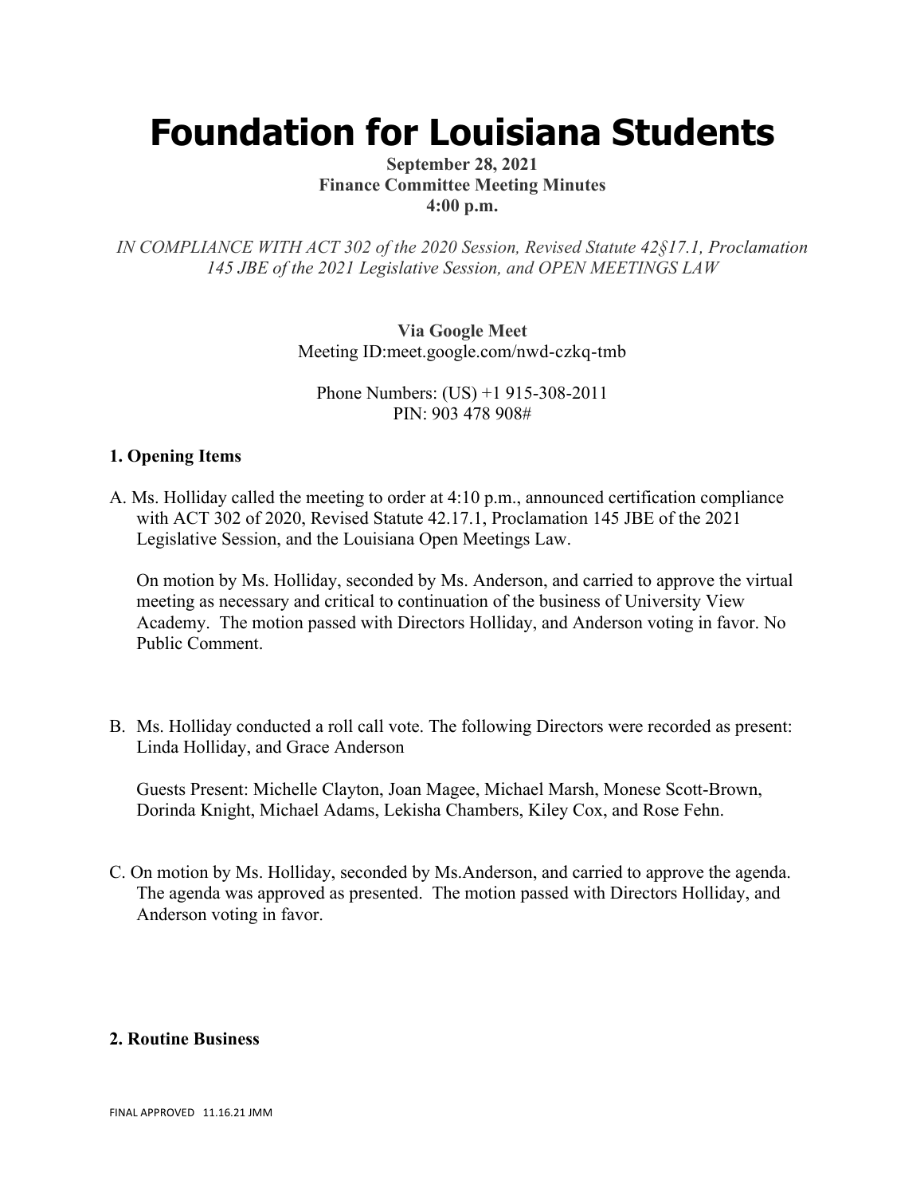# Foundation for Louisiana Students

**September 28, 2021**
**Finance Committee Meeting Minutes**
**4:00 p.m.**

*IN COMPLIANCE WITH ACT 302 of the 2020 Session, Revised Statute 42§17.1, Proclamation 145 JBE of the 2021 Legislative Session, and OPEN MEETINGS LAW*

**Via Google Meet**
Meeting ID:meet.google.com/nwd-czkq-tmb

Phone Numbers: (US) +1 915-308-2011
PIN: 903 478 908#

### 1. Opening Items

A. Ms. Holliday called the meeting to order at 4:10 p.m., announced certification compliance with ACT 302 of 2020, Revised Statute 42.17.1, Proclamation 145 JBE of the 2021 Legislative Session, and the Louisiana Open Meetings Law.

On motion by Ms. Holliday, seconded by Ms. Anderson, and carried to approve the virtual meeting as necessary and critical to continuation of the business of University View Academy. The motion passed with Directors Holliday, and Anderson voting in favor. No Public Comment.

B. Ms. Holliday conducted a roll call vote. The following Directors were recorded as present: Linda Holliday, and Grace Anderson

Guests Present: Michelle Clayton, Joan Magee, Michael Marsh, Monese Scott-Brown, Dorinda Knight, Michael Adams, Lekisha Chambers, Kiley Cox, and Rose Fehn.

C. On motion by Ms. Holliday, seconded by Ms.Anderson, and carried to approve the agenda. The agenda was approved as presented. The motion passed with Directors Holliday, and Anderson voting in favor.

### 2. Routine Business

FINAL APPROVED 11.16.21 JMM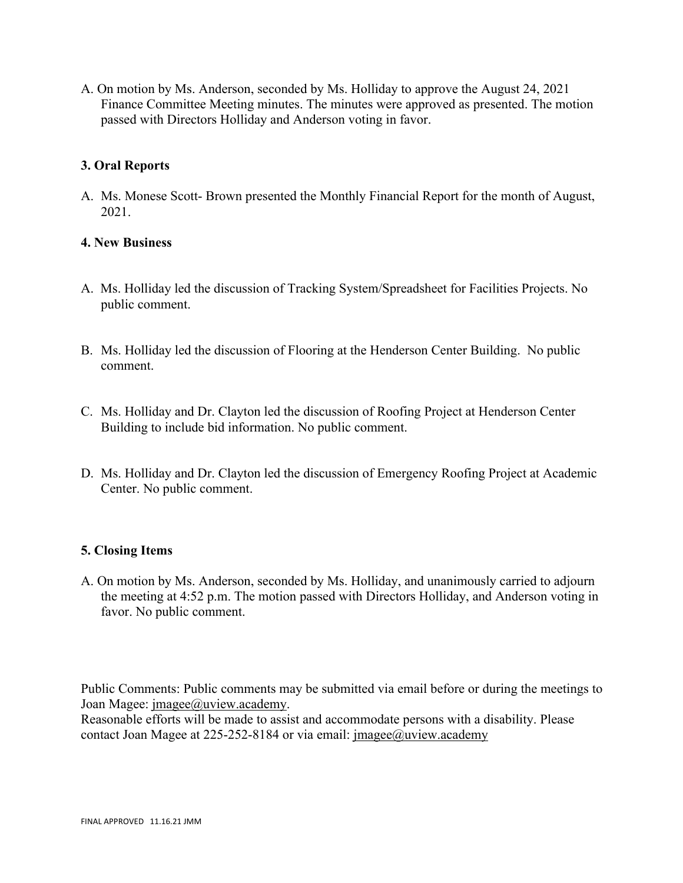A. On motion by Ms. Anderson, seconded by Ms. Holliday to approve the August 24, 2021 Finance Committee Meeting minutes. The minutes were approved as presented. The motion passed with Directors Holliday and Anderson voting in favor.

### 3. Oral Reports

A. Ms. Monese Scott- Brown presented the Monthly Financial Report for the month of August, 2021.

### 4. New Business

A. Ms. Holliday led the discussion of Tracking System/Spreadsheet for Facilities Projects. No public comment.

B. Ms. Holliday led the discussion of Flooring at the Henderson Center Building. No public comment.

C. Ms. Holliday and Dr. Clayton led the discussion of Roofing Project at Henderson Center Building to include bid information. No public comment.

D. Ms. Holliday and Dr. Clayton led the discussion of Emergency Roofing Project at Academic Center. No public comment.

### 5. Closing Items

A. On motion by Ms. Anderson, seconded by Ms. Holliday, and unanimously carried to adjourn the meeting at 4:52 p.m. The motion passed with Directors Holliday, and Anderson voting in favor. No public comment.

Public Comments: Public comments may be submitted via email before or during the meetings to Joan Magee: jmagee@uview.academy.
Reasonable efforts will be made to assist and accommodate persons with a disability. Please contact Joan Magee at 225-252-8184 or via email: jmagee@uview.academy

FINAL APPROVED 11.16.21 JMM